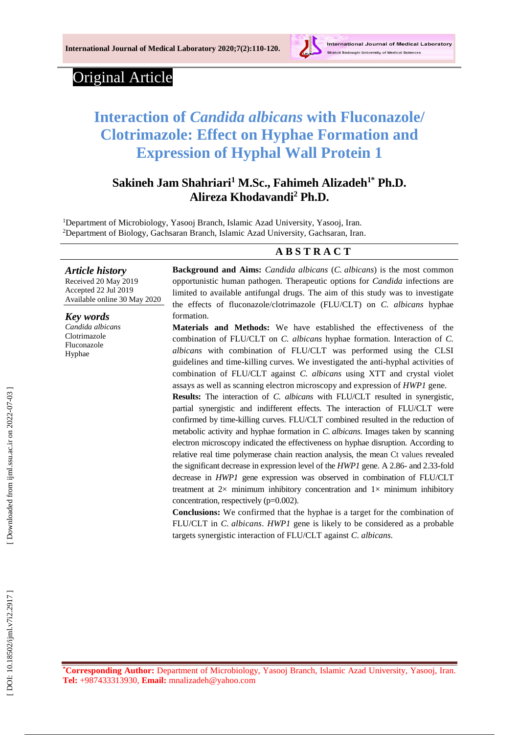Original Article

# Interaction of *Candida albicans* with Fluconazole/ Clotrimazole: Effect on Hyphae Formation and Expression of Hyphal Wall Protein 1

**Sakineh Jam Shahriari[1] M.Sc., Fahimeh Alizadeh[1*] Ph.D. Alireza Khodavandi[2] Ph.D.**

[1]Department of Microbiology, Yasooj Branch, Islamic Azad University, Yasooj, Iran.
[2]Department of Biology, Gachsaran Branch, Islamic Azad University, Gachsaran, Iran.

***Article history***
Received 20 May 2019
Accepted 22 Jul 2019
Available online 30 May 2020

***Key words***
*Candida albicans*
Clotrimazole
Fluconazole
Hyphae

## ABSTRACT

**Background and Aims:** *Candida albicans* (*C. albicans*) is the most common opportunistic human pathogen. Therapeutic options for *Candida* infections are limited to available antifungal drugs. The aim of this study was to investigate the effects of fluconazole/clotrimazole (FLU/CLT) on *C. albicans* hyphae formation.

**Materials and Methods:** We have established the effectiveness of the combination of FLU/CLT on *C. albicans* hyphae formation. Interaction of *C. albicans* with combination of FLU/CLT was performed using the CLSI guidelines and time-killing curves. We investigated the anti-hyphal activities of combination of FLU/CLT against *C. albicans* using XTT and crystal violet assays as well as scanning electron microscopy and expression of *HWP1* gene.

**Results:** The interaction of *C. albicans* with FLU/CLT resulted in synergistic, partial synergistic and indifferent effects. The interaction of FLU/CLT were confirmed by time-killing curves. FLU/CLT combined resulted in the reduction of metabolic activity and hyphae formation in *C. albicans.* Images taken by scanning electron microscopy indicated the effectiveness on hyphae disruption. According to relative real time polymerase chain reaction analysis, the mean Ct values revealed the significant decrease in expression level of the *HWP1* gene. A 2.86- and 2.33-fold decrease in *HWP1* gene expression was observed in combination of FLU/CLT treatment at 2× minimum inhibitory concentration and 1× minimum inhibitory concentration, respectively (p=0.002).

**Conclusions:** We confirmed that the hyphae is a target for the combination of FLU/CLT in *C. albicans*. *HWP1* gene is likely to be considered as a probable targets synergistic interaction of FLU/CLT against *C. albicans*.

***Corresponding Author:** Department of Microbiology, Yasooj Branch, Islamic Azad University, Yasooj, Iran. **Tel:** +987433313930, **Email:** mnalizadeh@yahoo.com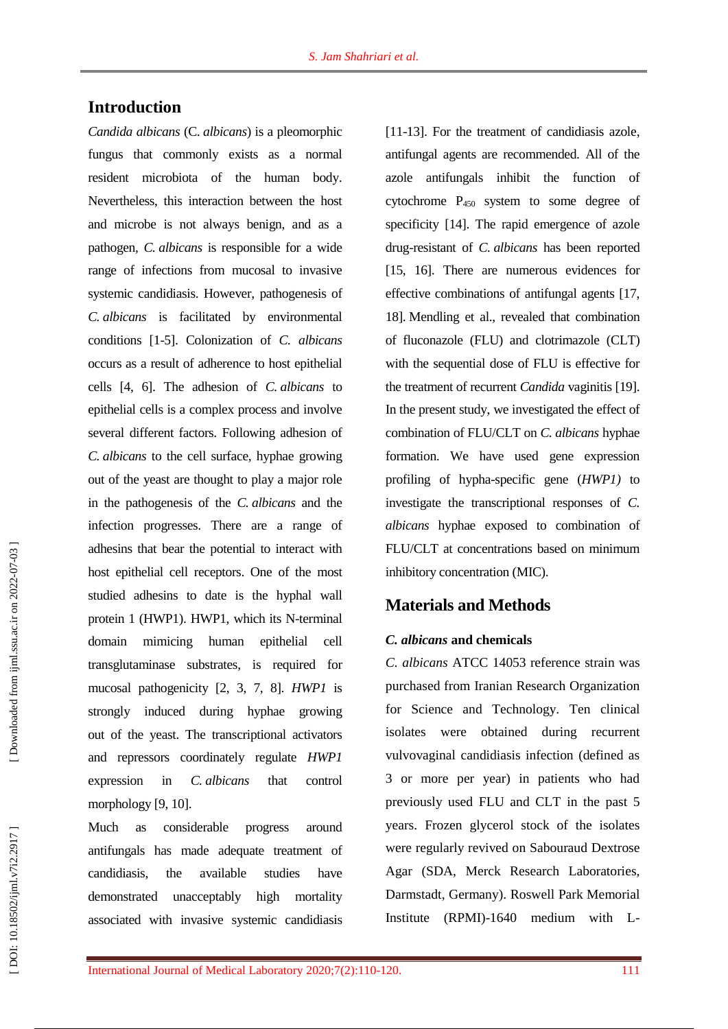## Introduction

*Candida albicans* (C. *albicans*) is a pleomorphic fungus that commonly exists as a normal resident microbiota of the human body. Nevertheless, this interaction between the host and microbe is not always benign, and as a pathogen, *C. albicans* is responsible for a wide range of infections from mucosal to invasive systemic candidiasis. However, pathogenesis of *C. albicans* is facilitated by environmental conditions [1-5]. Colonization of *C. albicans* occurs as a result of adherence to host epithelial cells [4, 6]. The adhesion of *C. albicans* to epithelial cells is a complex process and involve several different factors. Following adhesion of *C. albicans* to the cell surface, hyphae growing out of the yeast are thought to play a major role in the pathogenesis of the *C. albicans* and the infection progresses. There are a range of adhesins that bear the potential to interact with host epithelial cell receptors. One of the most studied adhesins to date is the hyphal wall protein 1 (HWP1). HWP1, which its N-terminal domain mimicing human epithelial cell transglutaminase substrates, is required for mucosal pathogenicity [2, 3, 7, 8]. *HWP1* is strongly induced during hyphae growing out of the yeast. The transcriptional activators and repressors coordinately regulate *HWP1* expression in *C. albicans* that control morphology [9, 10].

Much as considerable progress around antifungals has made adequate treatment of candidiasis, the available studies have demonstrated unacceptably high mortality associated with invasive systemic candidiasis [11-13]. For the treatment of candidiasis azole, antifungal agents are recommended. All of the azole antifungals inhibit the function of cytochrome $P_{450}$ system to some degree of specificity [14]. The rapid emergence of azole drug-resistant of *C. albicans* has been reported [15, 16]. There are numerous evidences for effective combinations of antifungal agents [17, 18]. Mendling et al., revealed that combination of fluconazole (FLU) and clotrimazole (CLT) with the sequential dose of FLU is effective for the treatment of recurrent *Candida* vaginitis [19]. In the present study, we investigated the effect of combination of FLU/CLT on *C. albicans* hyphae formation. We have used gene expression profiling of hypha-specific gene (*HWP1)* to investigate the transcriptional responses of *C. albicans* hyphae exposed to combination of FLU/CLT at concentrations based on minimum inhibitory concentration (MIC).

## Materials and Methods

### *C. albicans* and chemicals

*C. albicans* ATCC 14053 reference strain was purchased from Iranian Research Organization for Science and Technology. Ten clinical isolates were obtained during recurrent vulvovaginal candidiasis infection (defined as 3 or more per year) in patients who had previously used FLU and CLT in the past 5 years. Frozen glycerol stock of the isolates were regularly revived on Sabouraud Dextrose Agar (SDA, Merck Research Laboratories, Darmstadt, Germany). Roswell Park Memorial Institute (RPMI)-1640 medium with L-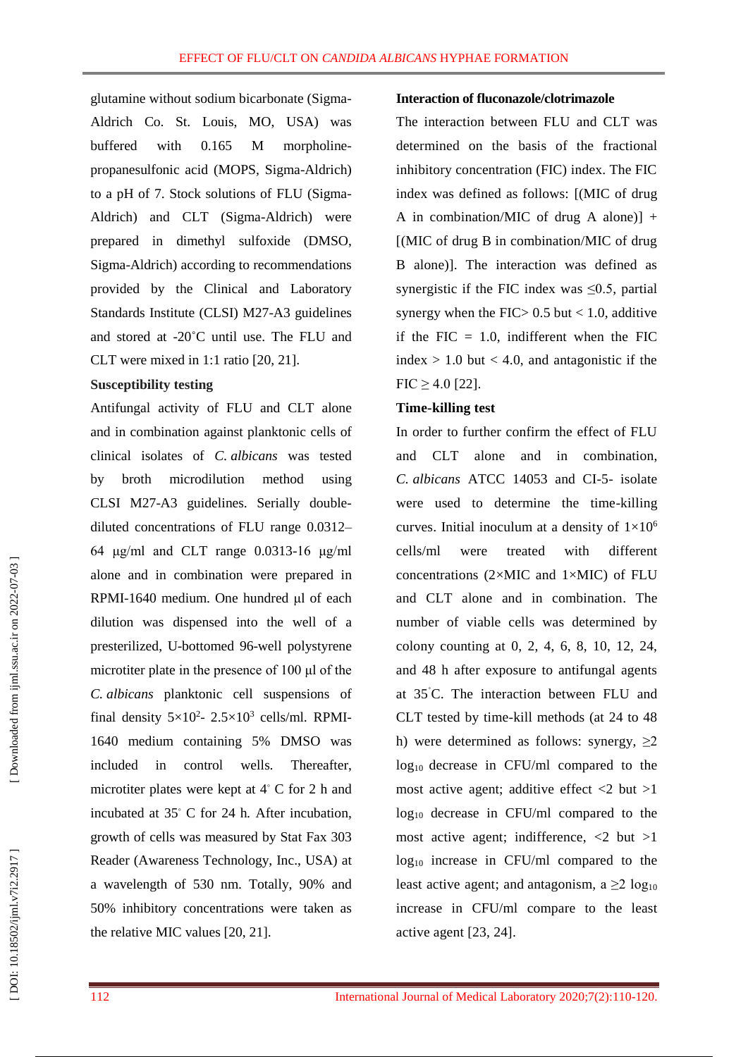glutamine without sodium bicarbonate (Sigma-Aldrich Co. St. Louis, MO, USA) was buffered with 0.165 M morpholine-propanesulfonic acid (MOPS, Sigma-Aldrich) to a pH of 7. Stock solutions of FLU (Sigma-Aldrich) and CLT (Sigma-Aldrich) were prepared in dimethyl sulfoxide (DMSO, Sigma-Aldrich) according to recommendations provided by the Clinical and Laboratory Standards Institute (CLSI) M27-A3 guidelines and stored at -20˚C until use. The FLU and CLT were mixed in 1:1 ratio [20, 21].

**Susceptibility testing**

Antifungal activity of FLU and CLT alone and in combination against planktonic cells of clinical isolates of *C. albicans* was tested by broth microdilution method using CLSI M27-A3 guidelines. Serially double-diluted concentrations of FLU range 0.0312–64 µg/ml and CLT range 0.0313-16 µg/ml alone and in combination were prepared in RPMI-1640 medium. One hundred µl of each dilution was dispensed into the well of a presterilized, U-bottomed 96-well polystyrene microtiter plate in the presence of 100 µl of the *C. albicans* planktonic cell suspensions of final density $5\times10^{2}$- $2.5\times10^{3}$ cells/ml. RPMI-1640 medium containing 5% DMSO was included in control wells. Thereafter, microtiter plates were kept at 4˚ C for 2 h and incubated at 35˚ C for 24 h. After incubation, growth of cells was measured by Stat Fax 303 Reader (Awareness Technology, Inc., USA) at a wavelength of 530 nm. Totally, 90% and 50% inhibitory concentrations were taken as the relative MIC values [20, 21].

**Interaction of fluconazole/clotrimazole**

The interaction between FLU and CLT was determined on the basis of the fractional inhibitory concentration (FIC) index. The FIC index was defined as follows: [(MIC of drug A in combination/MIC of drug A alone)] + [(MIC of drug B in combination/MIC of drug B alone)]. The interaction was defined as synergistic if the FIC index was $\leq 0.5$, partial synergy when the FIC$>$ 0.5 but $<$ 1.0, additive if the FIC = 1.0, indifferent when the FIC index $>$ 1.0 but $<$ 4.0, and antagonistic if the FIC $\geq$ 4.0 [22].

**Time-killing test**

In order to further confirm the effect of FLU and CLT alone and in combination, *C. albicans* ATCC 14053 and CI-5- isolate were used to determine the time-killing curves. Initial inoculum at a density of $1\times10^{6}$ cells/ml were treated with different concentrations (2×MIC and 1×MIC) of FLU and CLT alone and in combination. The number of viable cells was determined by colony counting at 0, 2, 4, 6, 8, 10, 12, 24, and 48 h after exposure to antifungal agents at 35˚C. The interaction between FLU and CLT tested by time-kill methods (at 24 to 48 h) were determined as follows: synergy, $\geq$2 $\log_{10}$ decrease in CFU/ml compared to the most active agent; additive effect $<$2 but $>$1 $\log_{10}$ decrease in CFU/ml compared to the most active agent; indifference, $<$2 but $>$1 $\log_{10}$ increase in CFU/ml compared to the least active agent; and antagonism, a $\geq$2 $\log_{10}$ increase in CFU/ml compare to the least active agent [23, 24].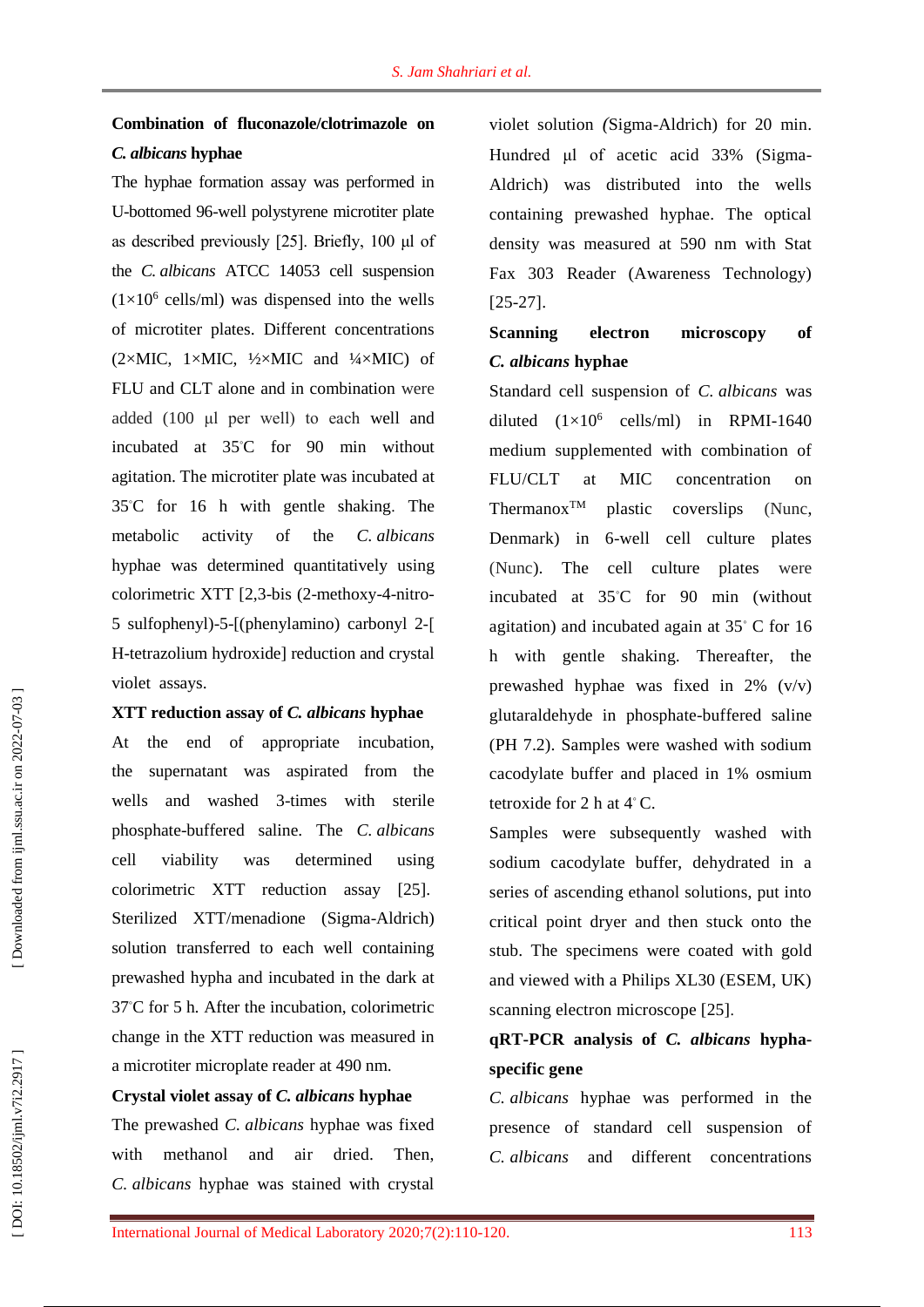### Combination of fluconazole/clotrimazole on *C. albicans* hyphae

The hyphae formation assay was performed in U-bottomed 96-well polystyrene microtiter plate as described previously [25]. Briefly, 100 µl of the *C. albicans* ATCC 14053 cell suspension ($1\times10^6$ cells/ml) was dispensed into the wells of microtiter plates. Different concentrations (2×MIC, 1×MIC, ½×MIC and ¼×MIC) of FLU and CLT alone and in combination were added (100 µl per well) to each well and incubated at 35°C for 90 min without agitation. The microtiter plate was incubated at 35°C for 16 h with gentle shaking. The metabolic activity of the *C. albicans* hyphae was determined quantitatively using colorimetric XTT [2,3-bis (2-methoxy-4-nitro-5 sulfophenyl)-5-[(phenylamino) carbonyl 2-[ H-tetrazolium hydroxide] reduction and crystal violet assays.

### XTT reduction assay of *C. albicans* hyphae

At the end of appropriate incubation, the supernatant was aspirated from the wells and washed 3-times with sterile phosphate-buffered saline. The *C. albicans* cell viability was determined using colorimetric XTT reduction assay [25]. Sterilized XTT/menadione (Sigma-Aldrich) solution transferred to each well containing prewashed hypha and incubated in the dark at 37°C for 5 h. After the incubation, colorimetric change in the XTT reduction was measured in a microtiter microplate reader at 490 nm.

### Crystal violet assay of *C. albicans* hyphae

The prewashed *C. albicans* hyphae was fixed with methanol and air dried. Then, *C. albicans* hyphae was stained with crystal violet solution (Sigma-Aldrich) for 20 min. Hundred µl of acetic acid 33% (Sigma-Aldrich) was distributed into the wells containing prewashed hyphae. The optical density was measured at 590 nm with Stat Fax 303 Reader (Awareness Technology) [25-27].

### Scanning electron microscopy of *C. albicans* hyphae

Standard cell suspension of *C. albicans* was diluted ($1\times10^6$ cells/ml) in RPMI-1640 medium supplemented with combination of FLU/CLT at MIC concentration on Thermanox™ plastic coverslips (Nunc, Denmark) in 6-well cell culture plates (Nunc). The cell culture plates were incubated at 35°C for 90 min (without agitation) and incubated again at 35° C for 16 h with gentle shaking. Thereafter, the prewashed hyphae was fixed in 2% (v/v) glutaraldehyde in phosphate-buffered saline (PH 7.2). Samples were washed with sodium cacodylate buffer and placed in 1% osmium tetroxide for 2 h at 4° C.

Samples were subsequently washed with sodium cacodylate buffer, dehydrated in a series of ascending ethanol solutions, put into critical point dryer and then stuck onto the stub. The specimens were coated with gold and viewed with a Philips XL30 (ESEM, UK) scanning electron microscope [25].

### qRT-PCR analysis of *C. albicans* hypha-specific gene

*C. albicans* hyphae was performed in the presence of standard cell suspension of *C. albicans* and different concentrations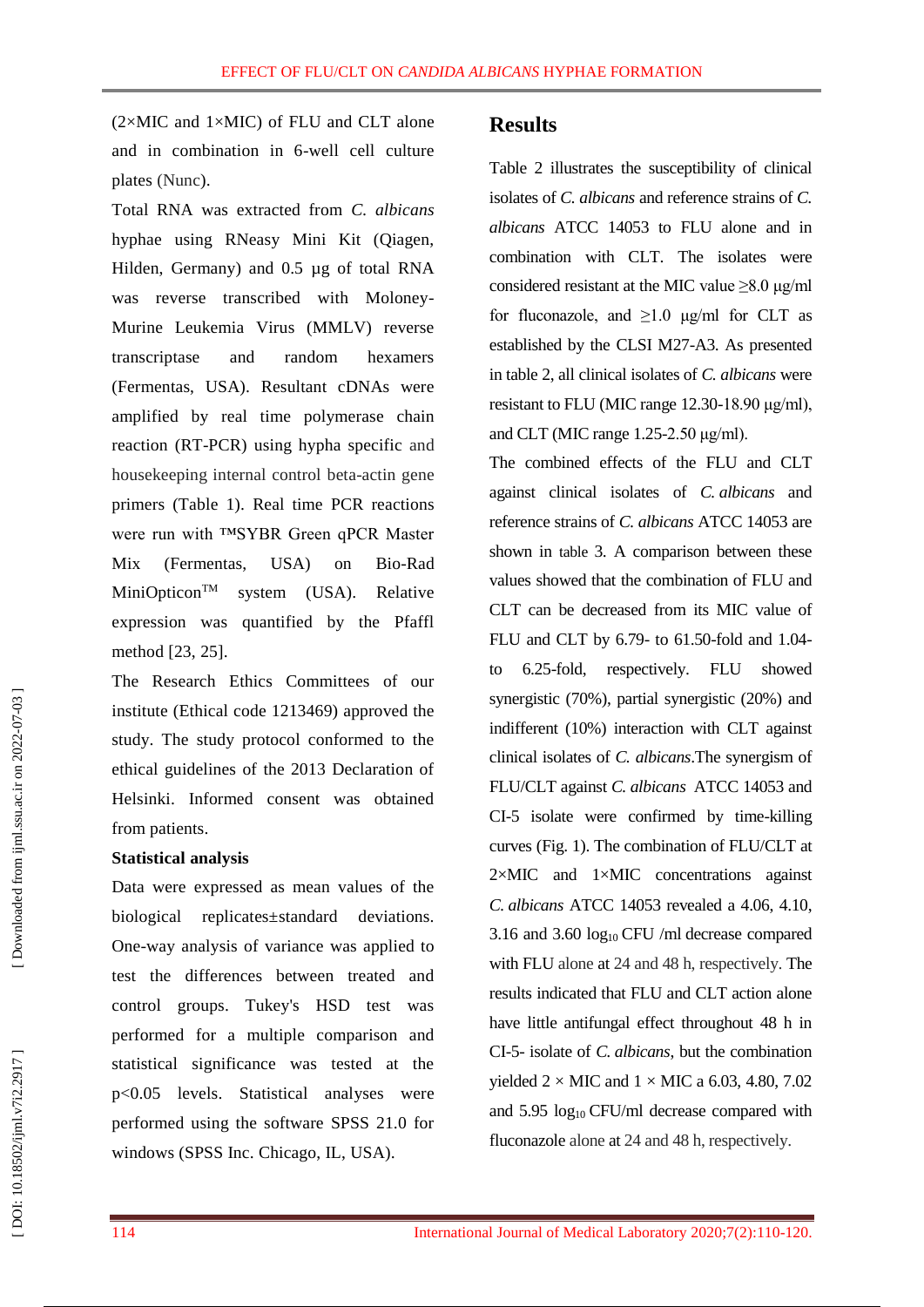(2×MIC and 1×MIC) of FLU and CLT alone and in combination in 6-well cell culture plates (Nunc).

Total RNA was extracted from *C. albicans* hyphae using RNeasy Mini Kit (Qiagen, Hilden, Germany) and 0.5 µg of total RNA was reverse transcribed with Moloney-Murine Leukemia Virus (MMLV) reverse transcriptase and random hexamers (Fermentas, USA). Resultant cDNAs were amplified by real time polymerase chain reaction (RT-PCR) using hypha specific and housekeeping internal control beta-actin gene primers (Table 1). Real time PCR reactions were run with ™SYBR Green qPCR Master Mix (Fermentas, USA) on Bio-Rad MiniOpticon™ system (USA). Relative expression was quantified by the Pfaffl method [23, 25].

The Research Ethics Committees of our institute (Ethical code 1213469) approved the study. The study protocol conformed to the ethical guidelines of the 2013 Declaration of Helsinki. Informed consent was obtained from patients.

**Statistical analysis**

Data were expressed as mean values of the biological replicates±standard deviations. One-way analysis of variance was applied to test the differences between treated and control groups. Tukey's HSD test was performed for a multiple comparison and statistical significance was tested at the $p<0.05$ levels. Statistical analyses were performed using the software SPSS 21.0 for windows (SPSS Inc. Chicago, IL, USA).

## Results

Table 2 illustrates the susceptibility of clinical isolates of *C. albicans* and reference strains of *C. albicans* ATCC 14053 to FLU alone and in combination with CLT. The isolates were considered resistant at the MIC value ≥8.0 µg/ml for fluconazole, and ≥1.0 µg/ml for CLT as established by the CLSI M27-A3. As presented in table 2, all clinical isolates of *C. albicans* were resistant to FLU (MIC range 12.30-18.90 µg/ml), and CLT (MIC range 1.25-2.50 µg/ml).

The combined effects of the FLU and CLT against clinical isolates of *C. albicans* and reference strains of *C. albicans* ATCC 14053 are shown in table 3. A comparison between these values showed that the combination of FLU and CLT can be decreased from its MIC value of FLU and CLT by 6.79- to 61.50-fold and 1.04- to 6.25-fold, respectively. FLU showed synergistic (70%), partial synergistic (20%) and indifferent (10%) interaction with CLT against clinical isolates of *C. albicans*.The synergism of FLU/CLT against *C. albicans* ATCC 14053 and CI-5 isolate were confirmed by time-killing curves (Fig. 1). The combination of FLU/CLT at 2×MIC and 1×MIC concentrations against *C. albicans* ATCC 14053 revealed a 4.06, 4.10, 3.16 and 3.60 $\log_{10}$ CFU /ml decrease compared with FLU alone at 24 and 48 h, respectively. The results indicated that FLU and CLT action alone have little antifungal effect throughout 48 h in CI-5- isolate of *C. albicans*, but the combination yielded 2 × MIC and 1 × MIC a 6.03, 4.80, 7.02 and 5.95 $\log_{10}$ CFU/ml decrease compared with fluconazole alone at 24 and 48 h, respectively.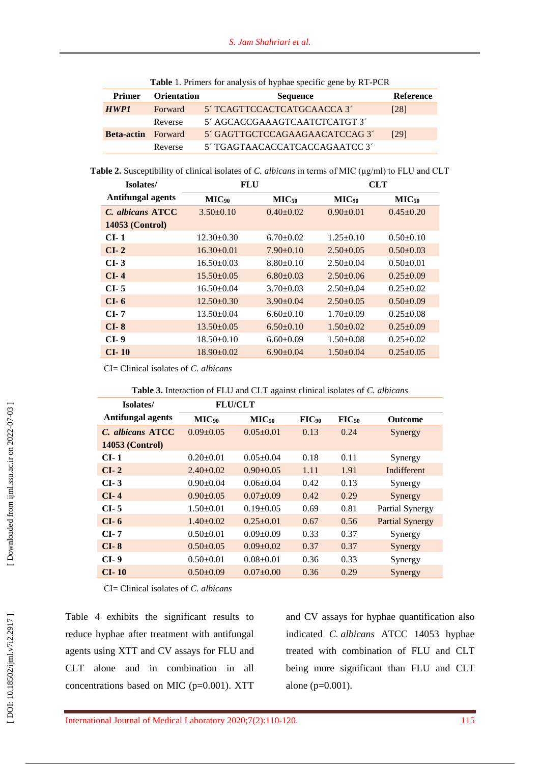**Table** 1. Primers for analysis of hyphae specific gene by RT-PCR

| Primer | Orientation | Sequence | Reference |
|---|---|---|---|
| ***HWP1*** | Forward | 5´ TCAGTTCCACTCATGCAACCA 3´ | [28] |
| | Reverse | 5´ AGCACCGAAAGTCAATCTCATGT 3´ | |
| **Beta-actin** | Forward | 5´ GAGTTGCTCCAGAAGAACATCCAG 3´ | [29] |
| | Reverse | 5´ TGAGTAACACCATCACCAGAATCC 3´ | |

**Table 2.** Susceptibility of clinical isolates of *C. albicans* in terms of MIC (µg/ml) to FLU and CLT

| Isolates/ | FLU | | CLT | |
|---|---|---|---|---|
| Antifungal agents | $MIC_{90}$ | $MIC_{50}$ | $MIC_{90}$ | $MIC_{50}$ |
| ***C. albicans* ATCC 14053 (Control)** | 3.50±0.10 | 0.40±0.02 | 0.90±0.01 | 0.45±0.20 |
| **CI- 1** | 12.30±0.30 | 6.70±0.02 | 1.25±0.10 | 0.50±0.10 |
| **CI- 2** | 16.30±0.01 | 7.90±0.10 | 2.50±0.05 | 0.50±0.03 |
| **CI- 3** | 16.50±0.03 | 8.80±0.10 | 2.50±0.04 | 0.50±0.01 |
| **CI- 4** | 15.50±0.05 | 6.80±0.03 | 2.50±0.06 | 0.25±0.09 |
| **CI- 5** | 16.50±0.04 | 3.70±0.03 | 2.50±0.04 | 0.25±0.02 |
| **CI- 6** | 12.50±0.30 | 3.90±0.04 | 2.50±0.05 | 0.50±0.09 |
| **CI- 7** | 13.50±0.04 | 6.60±0.10 | 1.70±0.09 | 0.25±0.08 |
| **CI- 8** | 13.50±0.05 | 6.50±0.10 | 1.50±0.02 | 0.25±0.09 |
| **CI- 9** | 18.50±0.10 | 6.60±0.09 | 1.50±0.08 | 0.25±0.02 |
| **CI- 10** | 18.90±0.02 | 6.90±0.04 | 1.50±0.04 | 0.25±0.05 |

CI= Clinical isolates of *C. albicans*

**Table 3.** Interaction of FLU and CLT against clinical isolates of *C. albicans*

| Isolates/ | FLU/CLT | | | | |
|---|---|---|---|---|---|
| Antifungal agents | $MIC_{90}$ | $MIC_{50}$ | $FIC_{90}$ | $FIC_{50}$ | Outcome |
| ***C. albicans* ATCC 14053 (Control)** | 0.09±0.05 | 0.05±0.01 | 0.13 | 0.24 | Synergy |
| **CI- 1** | 0.20±0.01 | 0.05±0.04 | 0.18 | 0.11 | Synergy |
| **CI- 2** | 2.40±0.02 | 0.90±0.05 | 1.11 | 1.91 | Indifferent |
| **CI- 3** | 0.90±0.04 | 0.06±0.04 | 0.42 | 0.13 | Synergy |
| **CI- 4** | 0.90±0.05 | 0.07±0.09 | 0.42 | 0.29 | Synergy |
| **CI- 5** | 1.50±0.01 | 0.19±0.05 | 0.69 | 0.81 | Partial Synergy |
| **CI- 6** | 1.40±0.02 | 0.25±0.01 | 0.67 | 0.56 | Partial Synergy |
| **CI- 7** | 0.50±0.01 | 0.09±0.09 | 0.33 | 0.37 | Synergy |
| **CI- 8** | 0.50±0.05 | 0.09±0.02 | 0.37 | 0.37 | Synergy |
| **CI- 9** | 0.50±0.01 | 0.08±0.01 | 0.36 | 0.33 | Synergy |
| **CI- 10** | 0.50±0.09 | 0.07±0.00 | 0.36 | 0.29 | Synergy |

CI= Clinical isolates of *C. albicans*

Table 4 exhibits the significant results to reduce hyphae after treatment with antifungal agents using XTT and CV assays for FLU and CLT alone and in combination in all concentrations based on MIC (p=0.001). XTT and CV assays for hyphae quantification also indicated *C. albicans* ATCC 14053 hyphae treated with combination of FLU and CLT being more significant than FLU and CLT alone (p=0.001).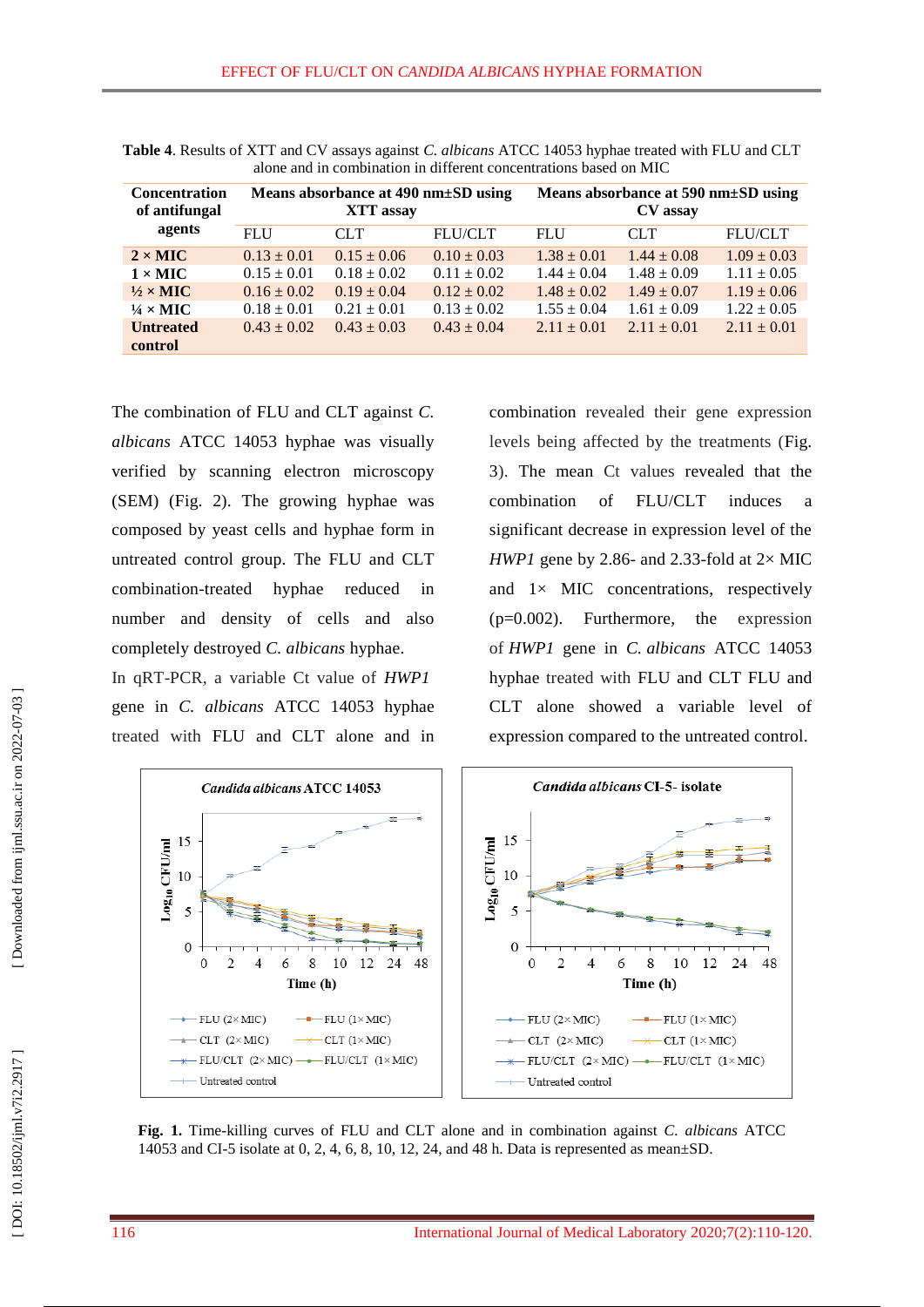**Table 4**. Results of XTT and CV assays against *C. albicans* ATCC 14053 hyphae treated with FLU and CLT alone and in combination in different concentrations based on MIC

| Concentration of antifungal agents | Means absorbance at 490 nm±SD using XTT assay | | | Means absorbance at 590 nm±SD using CV assay | | |
|---|---|---|---|---|---|---|
| | FLU | CLT | FLU/CLT | FLU | CLT | FLU/CLT |
| **2 × MIC** | 0.13 ± 0.01 | 0.15 ± 0.06 | 0.10 ± 0.03 | 1.38 ± 0.01 | 1.44 ± 0.08 | 1.09 ± 0.03 |
| **1 × MIC** | 0.15 ± 0.01 | 0.18 ± 0.02 | 0.11 ± 0.02 | 1.44 ± 0.04 | 1.48 ± 0.09 | 1.11 ± 0.05 |
| **½ × MIC** | 0.16 ± 0.02 | 0.19 ± 0.04 | 0.12 ± 0.02 | 1.48 ± 0.02 | 1.49 ± 0.07 | 1.19 ± 0.06 |
| **¼ × MIC** | 0.18 ± 0.01 | 0.21 ± 0.01 | 0.13 ± 0.02 | 1.55 ± 0.04 | 1.61 ± 0.09 | 1.22 ± 0.05 |
| **Untreated control** | 0.43 ± 0.02 | 0.43 ± 0.03 | 0.43 ± 0.04 | 2.11 ± 0.01 | 2.11 ± 0.01 | 2.11 ± 0.01 |

The combination of FLU and CLT against *C. albicans* ATCC 14053 hyphae was visually verified by scanning electron microscopy (SEM) (Fig. 2). The growing hyphae was composed by yeast cells and hyphae form in untreated control group. The FLU and CLT combination-treated hyphae reduced in number and density of cells and also completely destroyed *C. albicans* hyphae.

In qRT-PCR, a variable Ct value of *HWP1* gene in *C. albicans* ATCC 14053 hyphae treated with FLU and CLT alone and in combination revealed their gene expression levels being affected by the treatments (Fig. 3). The mean Ct values revealed that the combination of FLU/CLT induces a significant decrease in expression level of the *HWP1* gene by 2.86- and 2.33-fold at 2× MIC and 1× MIC concentrations, respectively ($p=0.002$). Furthermore, the expression of *HWP1* gene in *C. albicans* ATCC 14053 hyphae treated with FLU and CLT FLU and CLT alone showed a variable level of expression compared to the untreated control.

**Fig. 1.** Time-killing curves of FLU and CLT alone and in combination against *C. albicans* ATCC 14053 and CI-5 isolate at 0, 2, 4, 6, 8, 10, 12, 24, and 48 h. Data is represented as mean±SD.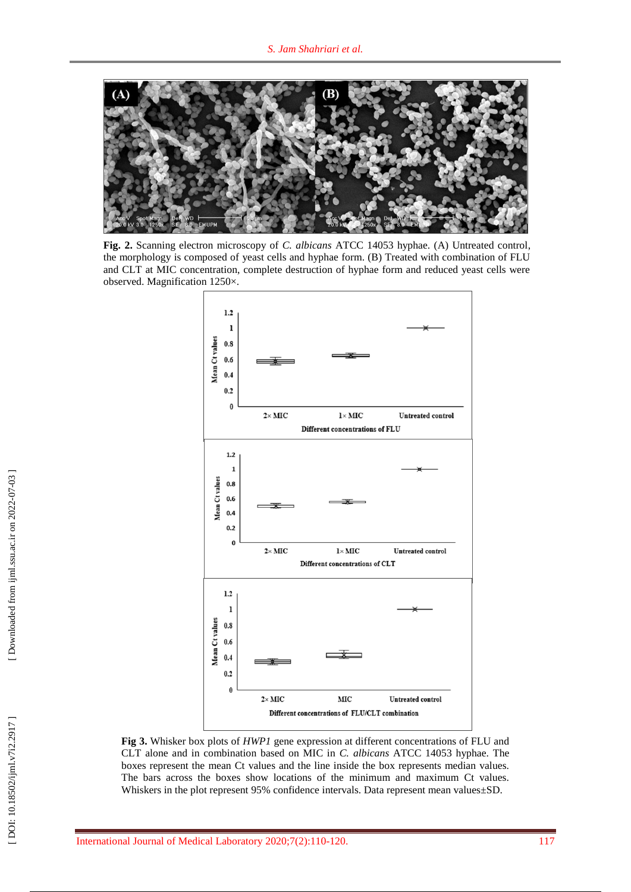**Fig. 2.** Scanning electron microscopy of *C. albicans* ATCC 14053 hyphae. (A) Untreated control, the morphology is composed of yeast cells and hyphae form. (B) Treated with combination of FLU and CLT at MIC concentration, complete destruction of hyphae form and reduced yeast cells were observed. Magnification 1250×.

**Fig 3.** Whisker box plots of *HWP1* gene expression at different concentrations of FLU and CLT alone and in combination based on MIC in *C. albicans* ATCC 14053 hyphae. The boxes represent the mean Ct values and the line inside the box represents median values. The bars across the boxes show locations of the minimum and maximum Ct values. Whiskers in the plot represent 95% confidence intervals. Data represent mean values±SD.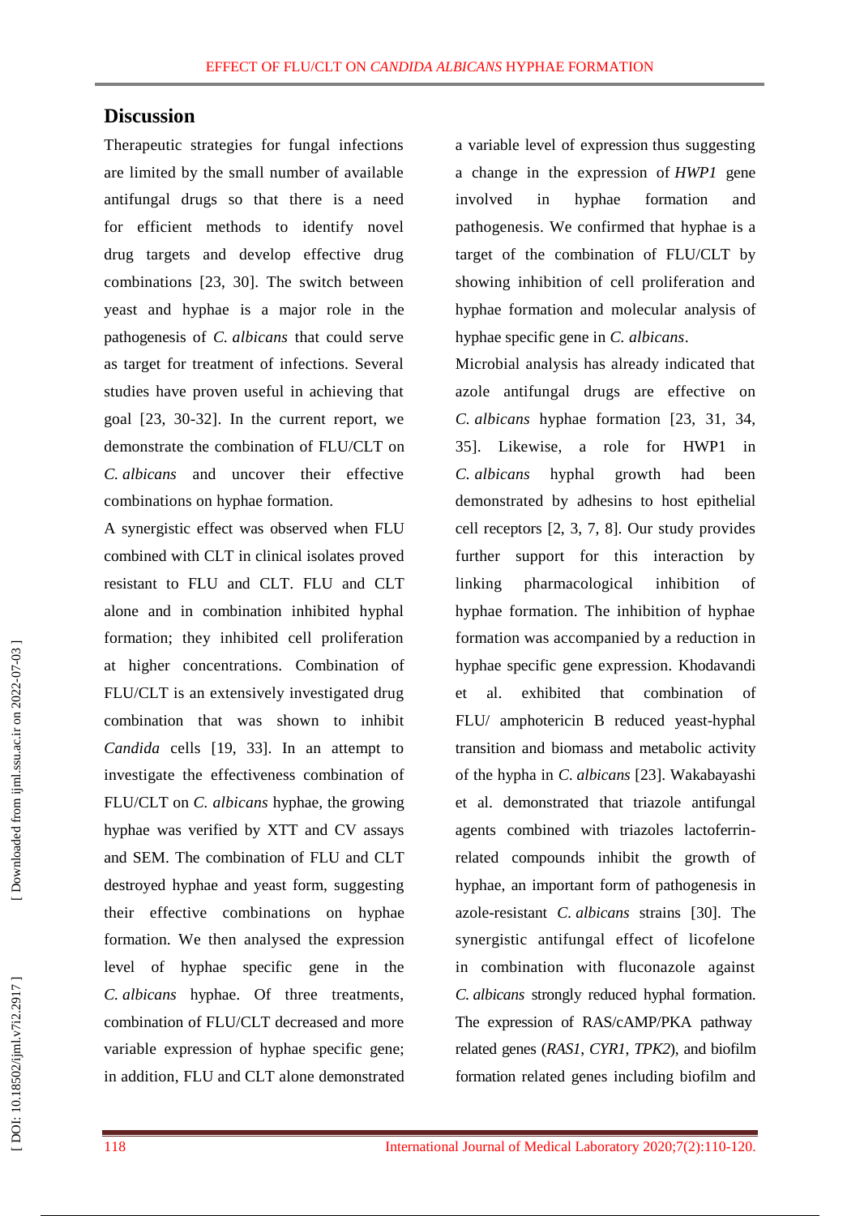## Discussion

Therapeutic strategies for fungal infections are limited by the small number of available antifungal drugs so that there is a need for efficient methods to identify novel drug targets and develop effective drug combinations [23, 30]. The switch between yeast and hyphae is a major role in the pathogenesis of *C. albicans* that could serve as target for treatment of infections. Several studies have proven useful in achieving that goal [23, 30-32]. In the current report, we demonstrate the combination of FLU/CLT on *C. albicans* and uncover their effective combinations on hyphae formation.

A synergistic effect was observed when FLU combined with CLT in clinical isolates proved resistant to FLU and CLT. FLU and CLT alone and in combination inhibited hyphal formation; they inhibited cell proliferation at higher concentrations. Combination of FLU/CLT is an extensively investigated drug combination that was shown to inhibit *Candida* cells [19, 33]. In an attempt to investigate the effectiveness combination of FLU/CLT on *C. albicans* hyphae, the growing hyphae was verified by XTT and CV assays and SEM. The combination of FLU and CLT destroyed hyphae and yeast form, suggesting their effective combinations on hyphae formation. We then analysed the expression level of hyphae specific gene in the *C. albicans* hyphae. Of three treatments, combination of FLU/CLT decreased and more variable expression of hyphae specific gene; in addition, FLU and CLT alone demonstrated a variable level of expression thus suggesting a change in the expression of *HWP1* gene involved in hyphae formation and pathogenesis. We confirmed that hyphae is a target of the combination of FLU/CLT by showing inhibition of cell proliferation and hyphae formation and molecular analysis of hyphae specific gene in *C. albicans*.

Microbial analysis has already indicated that azole antifungal drugs are effective on *C. albicans* hyphae formation [23, 31, 34, 35]. Likewise, a role for HWP1 in *C. albicans* hyphal growth had been demonstrated by adhesins to host epithelial cell receptors [2, 3, 7, 8]. Our study provides further support for this interaction by linking pharmacological inhibition of hyphae formation. The inhibition of hyphae formation was accompanied by a reduction in hyphae specific gene expression. Khodavandi et al. exhibited that combination of FLU/ amphotericin B reduced yeast-hyphal transition and biomass and metabolic activity of the hypha in *C. albicans* [23]. Wakabayashi et al. demonstrated that triazole antifungal agents combined with triazoles lactoferrin-related compounds inhibit the growth of hyphae, an important form of pathogenesis in azole-resistant *C. albicans* strains [30]. The synergistic antifungal effect of licofelone in combination with fluconazole against *C. albicans* strongly reduced hyphal formation. The expression of RAS/cAMP/PKA pathway related genes (*RAS1*, *CYR1*, *TPK2*), and biofilm formation related genes including biofilm and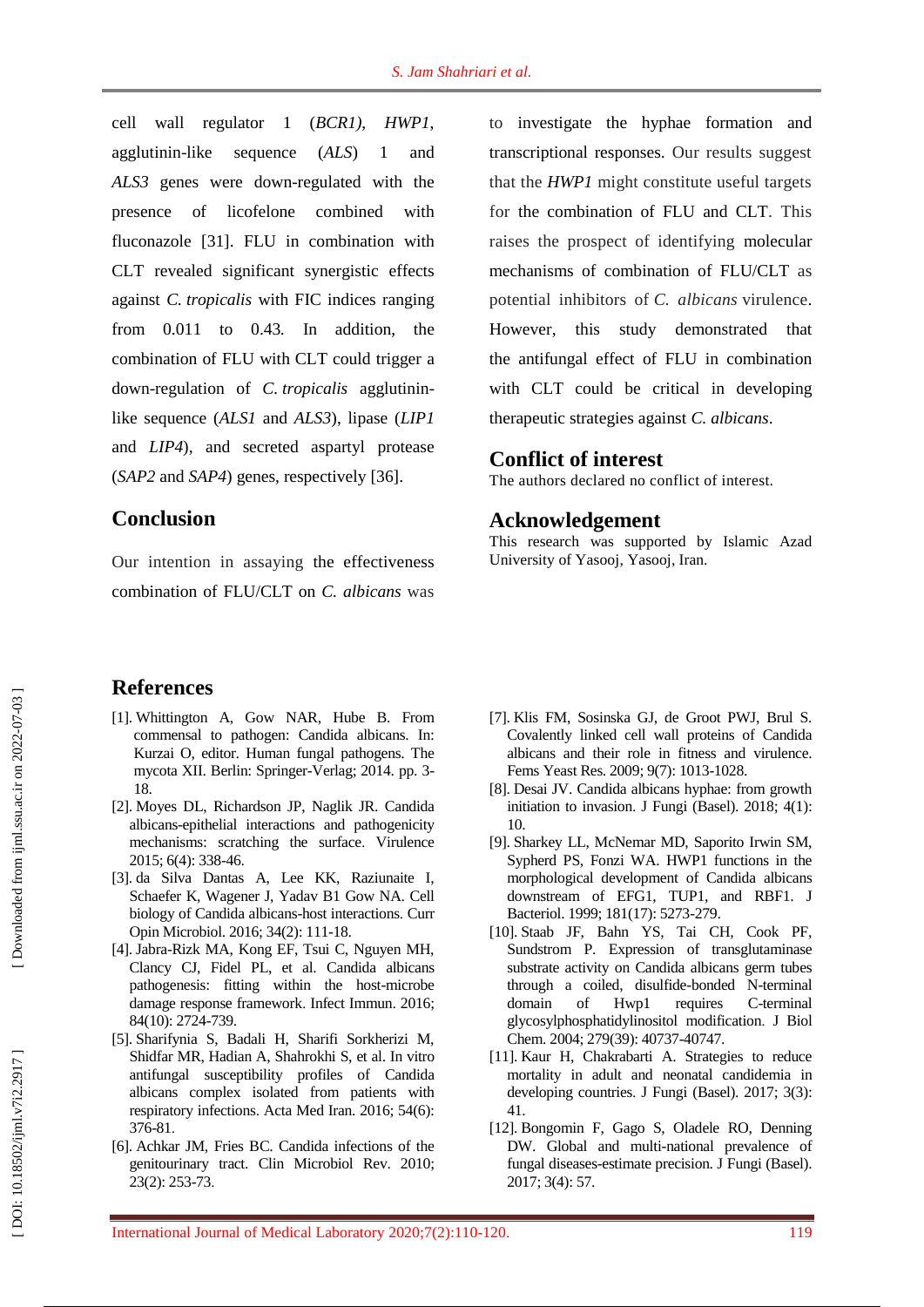cell wall regulator 1 (*BCR1)*, *HWP1*, agglutinin-like sequence (*ALS*) 1 and *ALS3* genes were down-regulated with the presence of licofelone combined with fluconazole [31]. FLU in combination with CLT revealed significant synergistic effects against *C. tropicalis* with FIC indices ranging from 0.011 to 0.43. In addition, the combination of FLU with CLT could trigger a down-regulation of *C. tropicalis* agglutinin-like sequence (*ALS1* and *ALS3*), lipase (*LIP1* and *LIP4*), and secreted aspartyl protease (*SAP2* and *SAP4*) genes, respectively [36].

## Conclusion

Our intention in assaying the effectiveness combination of FLU/CLT on *C. albicans* was to investigate the hyphae formation and transcriptional responses. Our results suggest that the *HWP1* might constitute useful targets for the combination of FLU and CLT. This raises the prospect of identifying molecular mechanisms of combination of FLU/CLT as potential inhibitors of *C. albicans* virulence. However, this study demonstrated that the antifungal effect of FLU in combination with CLT could be critical in developing therapeutic strategies against *C. albicans*.

## Conflict of interest

The authors declared no conflict of interest.

## Acknowledgement

This research was supported by Islamic Azad University of Yasooj, Yasooj, Iran.

## References

[1]. Whittington A, Gow NAR, Hube B. From commensal to pathogen: Candida albicans. In: Kurzai O, editor. Human fungal pathogens. The mycota XII. Berlin: Springer-Verlag; 2014. pp. 3-18.

[2]. Moyes DL, Richardson JP, Naglik JR. Candida albicans-epithelial interactions and pathogenicity mechanisms: scratching the surface. Virulence 2015; 6(4): 338-46.

[3]. da Silva Dantas A, Lee KK, Raziunaite I, Schaefer K, Wagener J, Yadav B1 Gow NA. Cell biology of Candida albicans-host interactions. Curr Opin Microbiol. 2016; 34(2): 111-18.

[4]. Jabra-Rizk MA, Kong EF, Tsui C, Nguyen MH, Clancy CJ, Fidel PL, et al. Candida albicans pathogenesis: fitting within the host-microbe damage response framework. Infect Immun. 2016; 84(10): 2724-739.

[5]. Sharifynia S, Badali H, Sharifi Sorkherizi M, Shidfar MR, Hadian A, Shahrokhi S, et al. In vitro antifungal susceptibility profiles of Candida albicans complex isolated from patients with respiratory infections. Acta Med Iran. 2016; 54(6): 376-81.

[6]. Achkar JM, Fries BC. Candida infections of the genitourinary tract. Clin Microbiol Rev. 2010; 23(2): 253-73.

[7]. Klis FM, Sosinska GJ, de Groot PWJ, Brul S. Covalently linked cell wall proteins of Candida albicans and their role in fitness and virulence. Fems Yeast Res. 2009; 9(7): 1013-1028.

[8]. Desai JV. Candida albicans hyphae: from growth initiation to invasion. J Fungi (Basel). 2018; 4(1): 10.

[9]. Sharkey LL, McNemar MD, Saporito Irwin SM, Sypherd PS, Fonzi WA. HWP1 functions in the morphological development of Candida albicans downstream of EFG1, TUP1, and RBF1. J Bacteriol. 1999; 181(17): 5273-279.

[10]. Staab JF, Bahn YS, Tai CH, Cook PF, Sundstrom P. Expression of transglutaminase substrate activity on Candida albicans germ tubes through a coiled, disulfide-bonded N-terminal domain of Hwp1 requires C-terminal glycosylphosphatidylinositol modification. J Biol Chem. 2004; 279(39): 40737-40747.

[11]. Kaur H, Chakrabarti A. Strategies to reduce mortality in adult and neonatal candidemia in developing countries. J Fungi (Basel). 2017; 3(3): 41.

[12]. Bongomin F, Gago S, Oladele RO, Denning DW. Global and multi-national prevalence of fungal diseases-estimate precision. J Fungi (Basel). 2017; 3(4): 57.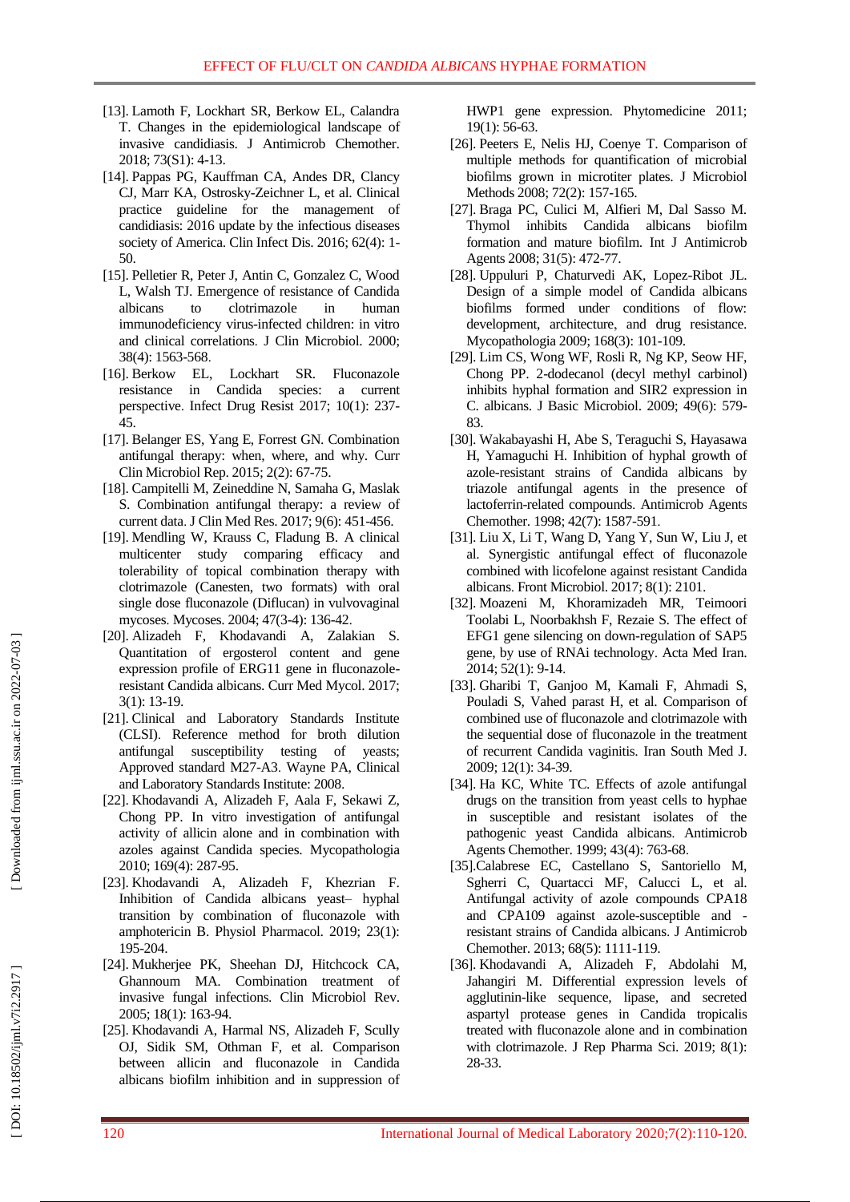[13]. Lamoth F, Lockhart SR, Berkow EL, Calandra T. Changes in the epidemiological landscape of invasive candidiasis. J Antimicrob Chemother. 2018; 73(S1): 4-13.

[14]. Pappas PG, Kauffman CA, Andes DR, Clancy CJ, Marr KA, Ostrosky-Zeichner L, et al. Clinical practice guideline for the management of candidiasis: 2016 update by the infectious diseases society of America. Clin Infect Dis. 2016; 62(4): 1-50.

[15]. Pelletier R, Peter J, Antin C, Gonzalez C, Wood L, Walsh TJ. Emergence of resistance of Candida albicans to clotrimazole in human immunodeficiency virus-infected children: in vitro and clinical correlations. J Clin Microbiol. 2000; 38(4): 1563-568.

[16]. Berkow EL, Lockhart SR. Fluconazole resistance in Candida species: a current perspective. Infect Drug Resist 2017; 10(1): 237-45.

[17]. Belanger ES, Yang E, Forrest GN. Combination antifungal therapy: when, where, and why. Curr Clin Microbiol Rep. 2015; 2(2): 67-75.

[18]. Campitelli M, Zeineddine N, Samaha G, Maslak S. Combination antifungal therapy: a review of current data. J Clin Med Res. 2017; 9(6): 451-456.

[19]. Mendling W, Krauss C, Fladung B. A clinical multicenter study comparing efficacy and tolerability of topical combination therapy with clotrimazole (Canesten, two formats) with oral single dose fluconazole (Diflucan) in vulvovaginal mycoses. Mycoses. 2004; 47(3-4): 136-42.

[20]. Alizadeh F, Khodavandi A, Zalakian S. Quantitation of ergosterol content and gene expression profile of ERG11 gene in fluconazole-resistant Candida albicans. Curr Med Mycol. 2017; 3(1): 13-19.

[21]. Clinical and Laboratory Standards Institute (CLSI). Reference method for broth dilution antifungal susceptibility testing of yeasts; Approved standard M27-A3. Wayne PA, Clinical and Laboratory Standards Institute: 2008.

[22]. Khodavandi A, Alizadeh F, Aala F, Sekawi Z, Chong PP. In vitro investigation of antifungal activity of allicin alone and in combination with azoles against Candida species. Mycopathologia 2010; 169(4): 287-95.

[23]. Khodavandi A, Alizadeh F, Khezrian F. Inhibition of Candida albicans yeast– hyphal transition by combination of fluconazole with amphotericin B. Physiol Pharmacol. 2019; 23(1): 195-204.

[24]. Mukherjee PK, Sheehan DJ, Hitchcock CA, Ghannoum MA. Combination treatment of invasive fungal infections. Clin Microbiol Rev. 2005; 18(1): 163-94.

[25]. Khodavandi A, Harmal NS, Alizadeh F, Scully OJ, Sidik SM, Othman F, et al. Comparison between allicin and fluconazole in Candida albicans biofilm inhibition and in suppression of HWP1 gene expression. Phytomedicine 2011; 19(1): 56-63.

[26]. Peeters E, Nelis HJ, Coenye T. Comparison of multiple methods for quantification of microbial biofilms grown in microtiter plates. J Microbiol Methods 2008; 72(2): 157-165.

[27]. Braga PC, Culici M, Alfieri M, Dal Sasso M. Thymol inhibits Candida albicans biofilm formation and mature biofilm. Int J Antimicrob Agents 2008; 31(5): 472-77.

[28]. Uppuluri P, Chaturvedi AK, Lopez-Ribot JL. Design of a simple model of Candida albicans biofilms formed under conditions of flow: development, architecture, and drug resistance. Mycopathologia 2009; 168(3): 101-109.

[29]. Lim CS, Wong WF, Rosli R, Ng KP, Seow HF, Chong PP. 2-dodecanol (decyl methyl carbinol) inhibits hyphal formation and SIR2 expression in C. albicans. J Basic Microbiol. 2009; 49(6): 579-83.

[30]. Wakabayashi H, Abe S, Teraguchi S, Hayasawa H, Yamaguchi H. Inhibition of hyphal growth of azole-resistant strains of Candida albicans by triazole antifungal agents in the presence of lactoferrin-related compounds. Antimicrob Agents Chemother. 1998; 42(7): 1587-591.

[31]. Liu X, Li T, Wang D, Yang Y, Sun W, Liu J, et al. Synergistic antifungal effect of fluconazole combined with licofelone against resistant Candida albicans. Front Microbiol. 2017; 8(1): 2101.

[32]. Moazeni M, Khoramizadeh MR, Teimoori Toolabi L, Noorbakhsh F, Rezaie S. The effect of EFG1 gene silencing on down-regulation of SAP5 gene, by use of RNAi technology. Acta Med Iran. 2014; 52(1): 9-14.

[33]. Gharibi T, Ganjoo M, Kamali F, Ahmadi S, Pouladi S, Vahed parast H, et al. Comparison of combined use of fluconazole and clotrimazole with the sequential dose of fluconazole in the treatment of recurrent Candida vaginitis. Iran South Med J. 2009; 12(1): 34-39.

[34]. Ha KC, White TC. Effects of azole antifungal drugs on the transition from yeast cells to hyphae in susceptible and resistant isolates of the pathogenic yeast Candida albicans. Antimicrob Agents Chemother. 1999; 43(4): 763-68.

[35]. Calabrese EC, Castellano S, Santoriello M, Sgherri C, Quartacci MF, Calucci L, et al. Antifungal activity of azole compounds CPA18 and CPA109 against azole-susceptible and -resistant strains of Candida albicans. J Antimicrob Chemother. 2013; 68(5): 1111-119.

[36]. Khodavandi A, Alizadeh F, Abdolahi M, Jahangiri M. Differential expression levels of agglutinin-like sequence, lipase, and secreted aspartyl protease genes in Candida tropicalis treated with fluconazole alone and in combination with clotrimazole. J Rep Pharma Sci. 2019; 8(1): 28-33.